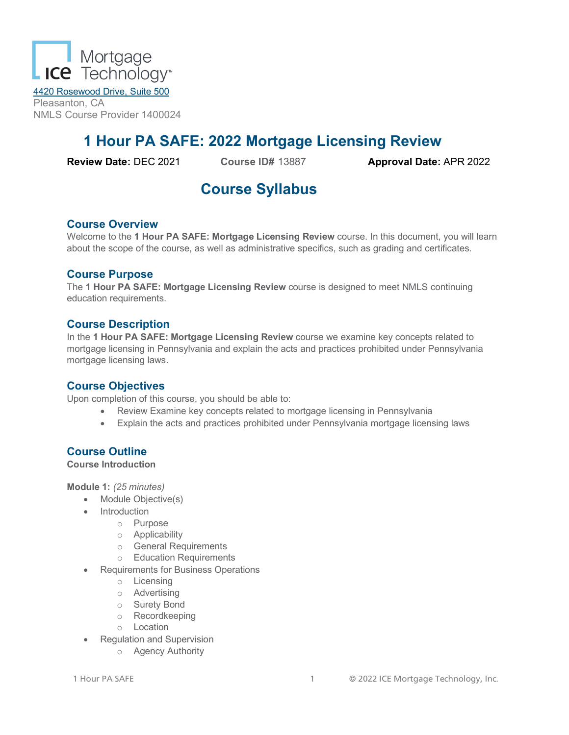Mortgage Technology

4420 Rosewood Drive, Suite 500
Pleasanton, CA
NMLS Course Provider 1400024

# 1 Hour PA SAFE: 2022 Mortgage Licensing Review

**Review Date:** DEC 2021 **Course ID#** 13887 **Approval Date:** APR 2022

# Course Syllabus

## Course Overview

Welcome to the **1 Hour PA SAFE: Mortgage Licensing Review** course. In this document, you will learn about the scope of the course, as well as administrative specifics, such as grading and certificates.

## Course Purpose

The **1 Hour PA SAFE: Mortgage Licensing Review** course is designed to meet NMLS continuing education requirements.

## Course Description

In the **1 Hour PA SAFE: Mortgage Licensing Review** course we examine key concepts related to mortgage licensing in Pennsylvania and explain the acts and practices prohibited under Pennsylvania mortgage licensing laws.

## Course Objectives

Upon completion of this course, you should be able to:

- Review Examine key concepts related to mortgage licensing in Pennsylvania
- Explain the acts and practices prohibited under Pennsylvania mortgage licensing laws

## Course Outline

**Course Introduction**

**Module 1:** *(25 minutes)*

- Module Objective(s)
- Introduction
  - Purpose
  - Applicability
  - General Requirements
  - Education Requirements
- Requirements for Business Operations
  - Licensing
  - Advertising
  - Surety Bond
  - Recordkeeping
  - Location
- Regulation and Supervision
  - Agency Authority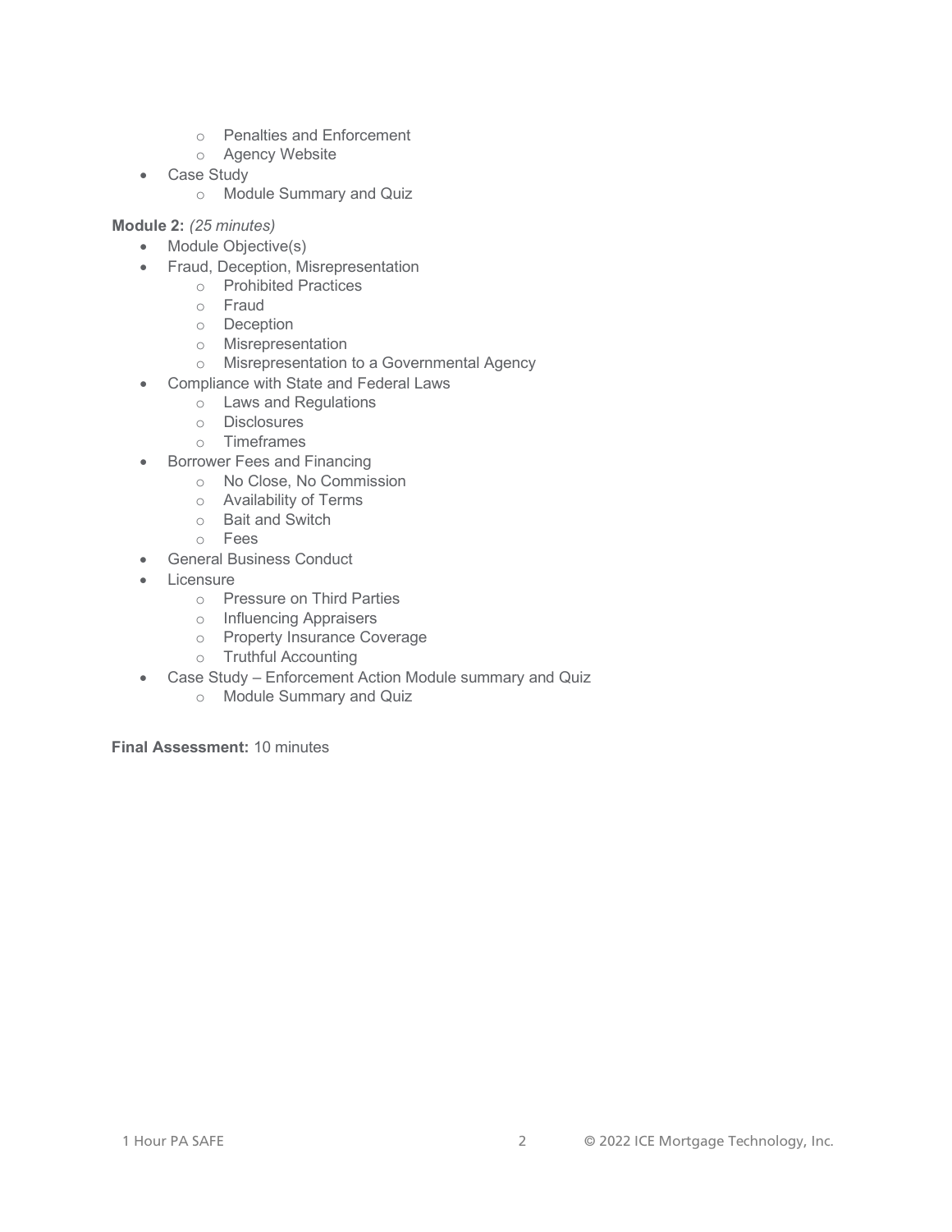- Penalties and Enforcement
  - Agency Website
- Case Study
  - Module Summary and Quiz

**Module 2:** *(25 minutes)*

- Module Objective(s)
- Fraud, Deception, Misrepresentation
  - Prohibited Practices
  - Fraud
  - Deception
  - Misrepresentation
  - Misrepresentation to a Governmental Agency
- Compliance with State and Federal Laws
  - Laws and Regulations
  - Disclosures
  - Timeframes
- Borrower Fees and Financing
  - No Close, No Commission
  - Availability of Terms
  - Bait and Switch
  - Fees
- General Business Conduct
- Licensure
  - Pressure on Third Parties
  - Influencing Appraisers
  - Property Insurance Coverage
  - Truthful Accounting
- Case Study – Enforcement Action Module summary and Quiz
  - Module Summary and Quiz

**Final Assessment:** 10 minutes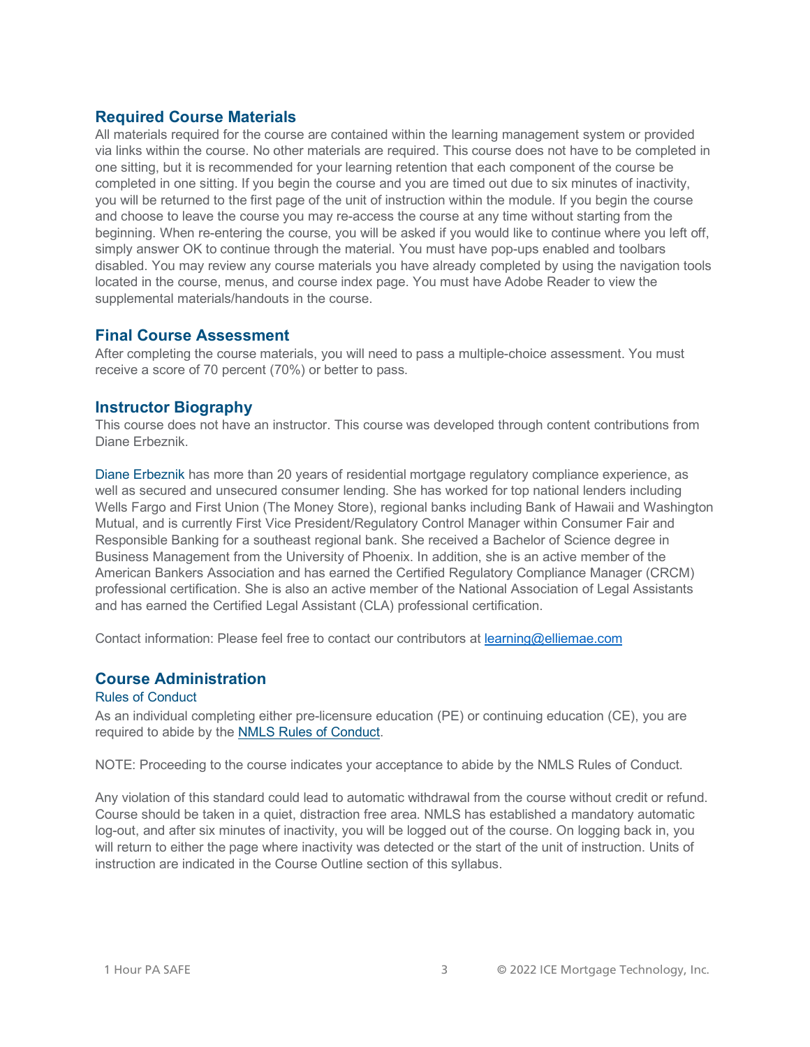## Required Course Materials

All materials required for the course are contained within the learning management system or provided via links within the course. No other materials are required. This course does not have to be completed in one sitting, but it is recommended for your learning retention that each component of the course be completed in one sitting. If you begin the course and you are timed out due to six minutes of inactivity, you will be returned to the first page of the unit of instruction within the module. If you begin the course and choose to leave the course you may re-access the course at any time without starting from the beginning. When re-entering the course, you will be asked if you would like to continue where you left off, simply answer OK to continue through the material. You must have pop-ups enabled and toolbars disabled. You may review any course materials you have already completed by using the navigation tools located in the course, menus, and course index page. You must have Adobe Reader to view the supplemental materials/handouts in the course.

## Final Course Assessment

After completing the course materials, you will need to pass a multiple-choice assessment. You must receive a score of 70 percent (70%) or better to pass.

## Instructor Biography

This course does not have an instructor. This course was developed through content contributions from Diane Erbeznik.

Diane Erbeznik has more than 20 years of residential mortgage regulatory compliance experience, as well as secured and unsecured consumer lending. She has worked for top national lenders including Wells Fargo and First Union (The Money Store), regional banks including Bank of Hawaii and Washington Mutual, and is currently First Vice President/Regulatory Control Manager within Consumer Fair and Responsible Banking for a southeast regional bank. She received a Bachelor of Science degree in Business Management from the University of Phoenix. In addition, she is an active member of the American Bankers Association and has earned the Certified Regulatory Compliance Manager (CRCM) professional certification. She is also an active member of the National Association of Legal Assistants and has earned the Certified Legal Assistant (CLA) professional certification.

Contact information: Please feel free to contact our contributors at learning@elliemae.com

## Course Administration

### Rules of Conduct

As an individual completing either pre-licensure education (PE) or continuing education (CE), you are required to abide by the NMLS Rules of Conduct.

NOTE: Proceeding to the course indicates your acceptance to abide by the NMLS Rules of Conduct.

Any violation of this standard could lead to automatic withdrawal from the course without credit or refund. Course should be taken in a quiet, distraction free area. NMLS has established a mandatory automatic log-out, and after six minutes of inactivity, you will be logged out of the course. On logging back in, you will return to either the page where inactivity was detected or the start of the unit of instruction. Units of instruction are indicated in the Course Outline section of this syllabus.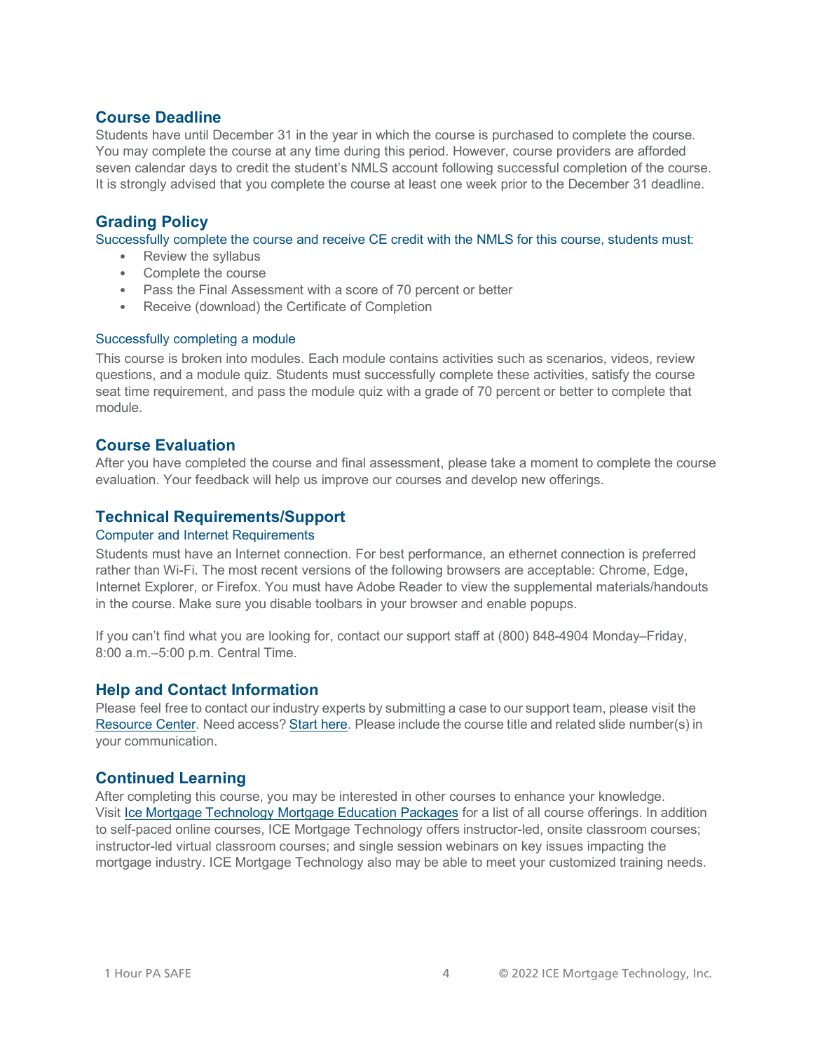## Course Deadline

Students have until December 31 in the year in which the course is purchased to complete the course. You may complete the course at any time during this period. However, course providers are afforded seven calendar days to credit the student's NMLS account following successful completion of the course. It is strongly advised that you complete the course at least one week prior to the December 31 deadline.

## Grading Policy

Successfully complete the course and receive CE credit with the NMLS for this course, students must:

- Review the syllabus
- Complete the course
- Pass the Final Assessment with a score of 70 percent or better
- Receive (download) the Certificate of Completion

### Successfully completing a module

This course is broken into modules. Each module contains activities such as scenarios, videos, review questions, and a module quiz. Students must successfully complete these activities, satisfy the course seat time requirement, and pass the module quiz with a grade of 70 percent or better to complete that module.

## Course Evaluation

After you have completed the course and final assessment, please take a moment to complete the course evaluation. Your feedback will help us improve our courses and develop new offerings.

## Technical Requirements/Support

### Computer and Internet Requirements

Students must have an Internet connection. For best performance, an ethernet connection is preferred rather than Wi-Fi. The most recent versions of the following browsers are acceptable: Chrome, Edge, Internet Explorer, or Firefox. You must have Adobe Reader to view the supplemental materials/handouts in the course. Make sure you disable toolbars in your browser and enable popups.

If you can't find what you are looking for, contact our support staff at (800) 848-4904 Monday–Friday, 8:00 a.m.–5:00 p.m. Central Time.

## Help and Contact Information

Please feel free to contact our industry experts by submitting a case to our support team, please visit the Resource Center. Need access? Start here. Please include the course title and related slide number(s) in your communication.

## Continued Learning

After completing this course, you may be interested in other courses to enhance your knowledge. Visit Ice Mortgage Technology Mortgage Education Packages for a list of all course offerings. In addition to self-paced online courses, ICE Mortgage Technology offers instructor-led, onsite classroom courses; instructor-led virtual classroom courses; and single session webinars on key issues impacting the mortgage industry. ICE Mortgage Technology also may be able to meet your customized training needs.